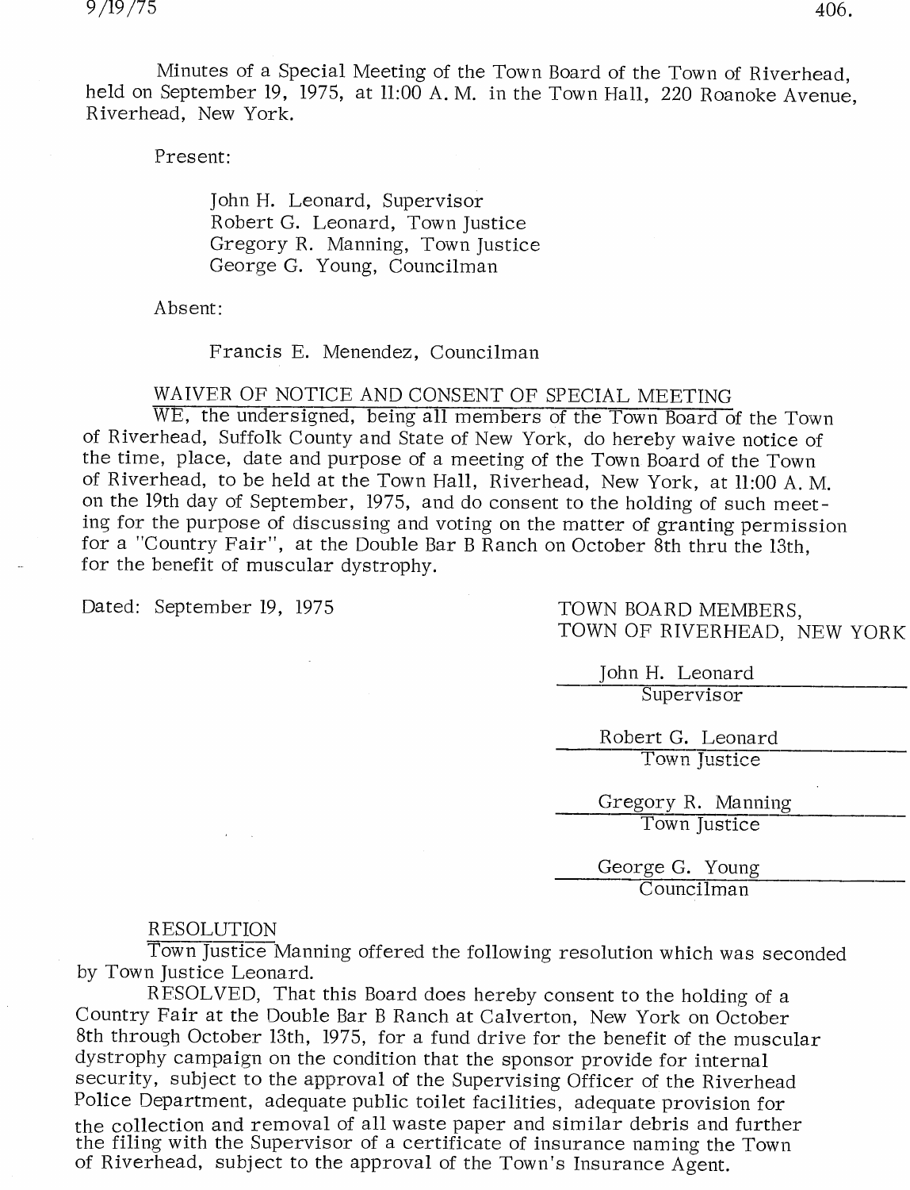Minutes of a Special Meeting of the Town Board of the Town of Riverhead, held on September 19, 1975, at 11:00 A. M. in the Town Hall, 220 Roanoke Avenue, Riverhead, New York.

Present:

John H. Leonard, Supervisor
Robert G. Leonard, Town Justice
Gregory R. Manning, Town Justice
George G. Young, Councilman

Absent:

Francis E. Menendez, Councilman

## WAIVER OF NOTICE AND CONSENT OF SPECIAL MEETING

WE, the undersigned, being all members of the Town Board of the Town of Riverhead, Suffolk County and State of New York, do hereby waive notice of the time, place, date and purpose of a meeting of the Town Board of the Town of Riverhead, to be held at the Town Hall, Riverhead, New York, at 11:00 A. M. on the 19th day of September, 1975, and do consent to the holding of such meeting for the purpose of discussing and voting on the matter of granting permission for a "Country Fair", at the Double Bar B Ranch on October 8th thru the 13th, for the benefit of muscular dystrophy.

Dated: September 19, 1975

TOWN BOARD MEMBERS,
TOWN OF RIVERHEAD, NEW YORK

John H. Leonard
Supervisor

Robert G. Leonard
Town Justice

Gregory R. Manning
Town Justice

George G. Young
Councilman

## RESOLUTION

Town Justice Manning offered the following resolution which was seconded by Town Justice Leonard.

RESOLVED, That this Board does hereby consent to the holding of a Country Fair at the Double Bar B Ranch at Calverton, New York on October 8th through October 13th, 1975, for a fund drive for the benefit of the muscular dystrophy campaign on the condition that the sponsor provide for internal security, subject to the approval of the Supervising Officer of the Riverhead Police Department, adequate public toilet facilities, adequate provision for the collection and removal of all waste paper and similar debris and further the filing with the Supervisor of a certificate of insurance naming the Town of Riverhead, subject to the approval of the Town's Insurance Agent.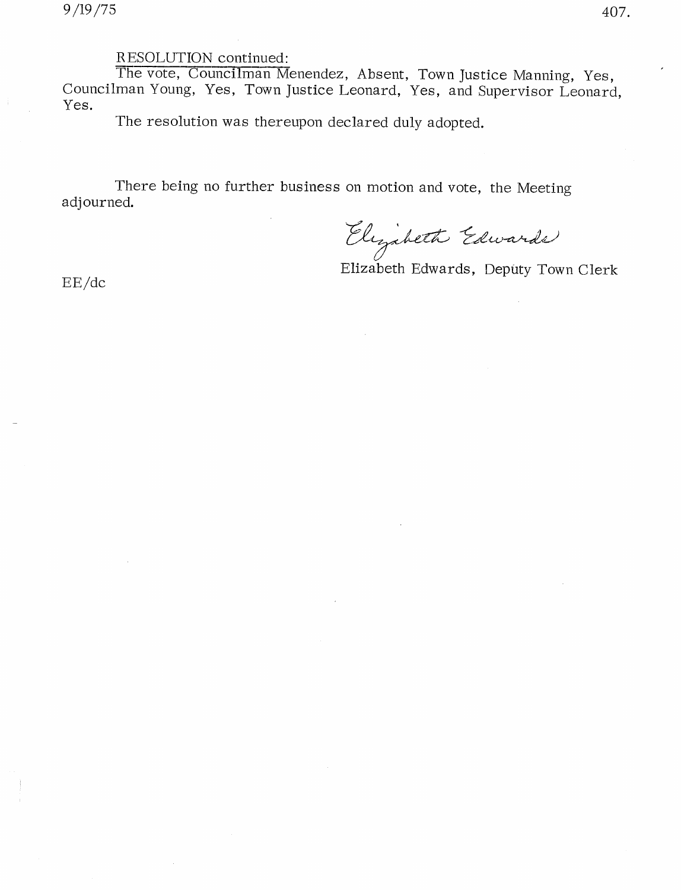RESOLUTION continued:

The vote, Councilman Menendez, Absent, Town Justice Manning, Yes, Councilman Young, Yes, Town Justice Leonard, Yes, and Supervisor Leonard, Yes.

The resolution was thereupon declared duly adopted.

There being no further business on motion and vote, the Meeting adjourned.

Elizabeth Edwards

Elizabeth Edwards, Deputy Town Clerk

EE/dc